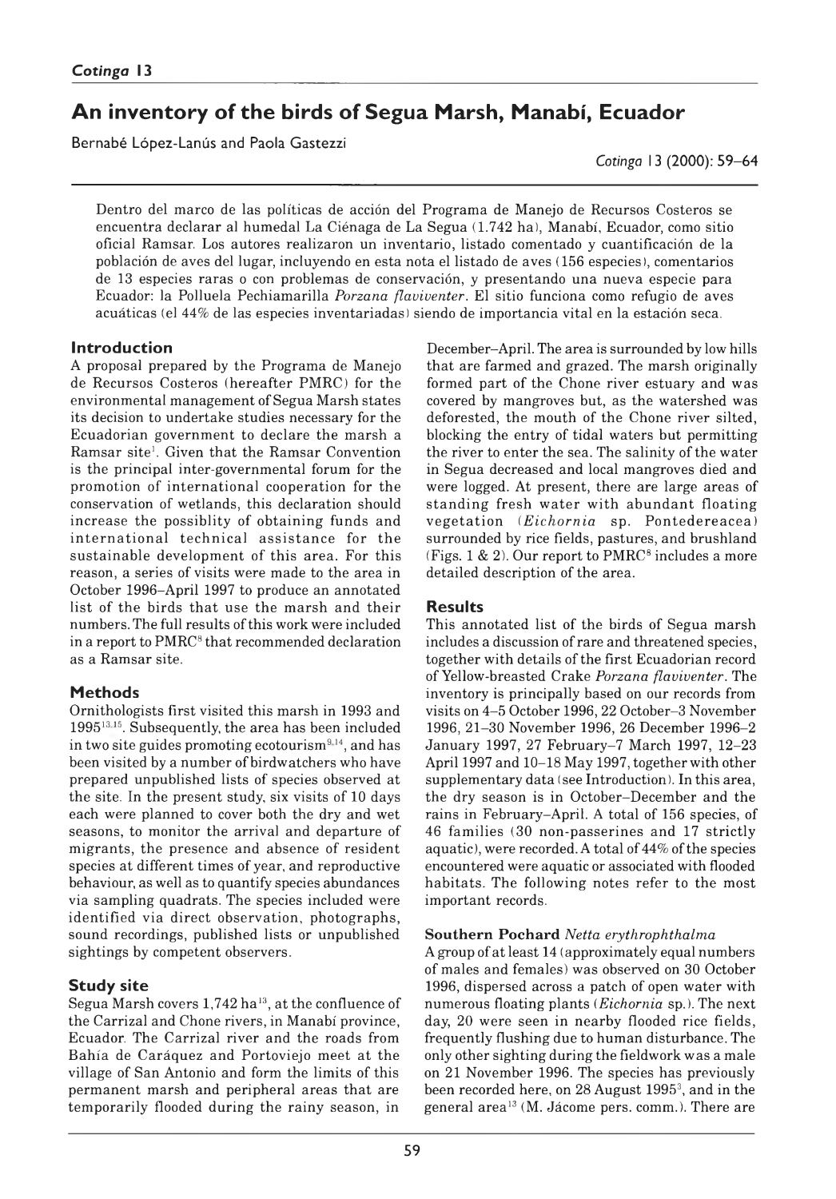# An inventory of the birds of Segua Marsh, Manabí, Ecuador

Bernabé López-Lanús and Paola Gastezzi

Dentro del marco de las políticas de acción del Programa de Manejo de Recursos Costeros se encuentra declarar al humedal La Ciénaga de La Segua (1.742 ha), Manabí, Ecuador, como sitio oficial Ramsar. Los autores realizaron un inventario, listado comentado y cuantificación de la población de aves del lugar, incluyendo en esta nota el listado de aves (156 especies), comentarios de 13 especies raras o con problemas de conservación, y presentando una nueva especie para Ecuador: la Polluela Pechiamarilla *Porzana flaviventer*. El sitio funciona como refugio de aves acuáticas (el 44% de las especies inventariadas) siendo de importancia vital en la estación seca.

## Introduction

A proposal prepared by the Programa de Manejo de Recursos Costeros (hereafter PMRC) for the environmental management of Segua Marsh states its decision to undertake studies necessary for the Ecuadorian government to declare the marsh a Ramsar site[1]. Given that the Ramsar Convention is the principal inter-governmental forum for the promotion of international cooperation for the conservation of wetlands, this declaration should increase the possiblity of obtaining funds and international technical assistance for the sustainable development of this area. For this reason, a series of visits were made to the area in October 1996–April 1997 to produce an annotated list of the birds that use the marsh and their numbers. The full results of this work were included in a report to PMRC[8] that recommended declaration as a Ramsar site.

## Methods

Ornithologists first visited this marsh in 1993 and 1995[13,15]. Subsequently, the area has been included in two site guides promoting ecotourism[9,14], and has been visited by a number of birdwatchers who have prepared unpublished lists of species observed at the site. In the present study, six visits of 10 days each were planned to cover both the dry and wet seasons, to monitor the arrival and departure of migrants, the presence and absence of resident species at different times of year, and reproductive behaviour, as well as to quantify species abundances via sampling quadrats. The species included were identified via direct observation, photographs, sound recordings, published lists or unpublished sightings by competent observers.

## Study site

Segua Marsh covers 1,742 ha[13], at the confluence of the Carrizal and Chone rivers, in Manabí province, Ecuador. The Carrizal river and the roads from Bahía de Caráquez and Portoviejo meet at the village of San Antonio and form the limits of this permanent marsh and peripheral areas that are temporarily flooded during the rainy season, in December–April. The area is surrounded by low hills that are farmed and grazed. The marsh originally formed part of the Chone river estuary and was covered by mangroves but, as the watershed was deforested, the mouth of the Chone river silted, blocking the entry of tidal waters but permitting the river to enter the sea. The salinity of the water in Segua decreased and local mangroves died and were logged. At present, there are large areas of standing fresh water with abundant floating vegetation (*Eichornia* sp. Pontedereacea) surrounded by rice fields, pastures, and brushland (Figs. 1 & 2). Our report to PMRC[8] includes a more detailed description of the area.

## Results

This annotated list of the birds of Segua marsh includes a discussion of rare and threatened species, together with details of the first Ecuadorian record of Yellow-breasted Crake *Porzana flaviventer*. The inventory is principally based on our records from visits on 4–5 October 1996, 22 October–3 November 1996, 21–30 November 1996, 26 December 1996–2 January 1997, 27 February–7 March 1997, 12–23 April 1997 and 10–18 May 1997, together with other supplementary data (see Introduction). In this area, the dry season is in October–December and the rains in February–April. A total of 156 species, of 46 families (30 non-passerines and 17 strictly aquatic), were recorded. A total of 44% of the species encountered were aquatic or associated with flooded habitats. The following notes refer to the most important records.

**Southern Pochard** *Netta erythrophthalma*

A group of at least 14 (approximately equal numbers of males and females) was observed on 30 October 1996, dispersed across a patch of open water with numerous floating plants (*Eichornia* sp.). The next day, 20 were seen in nearby flooded rice fields, frequently flushing due to human disturbance. The only other sighting during the fieldwork was a male on 21 November 1996. The species has previously been recorded here, on 28 August 1995[3], and in the general area[13] (M. Jácome pers. comm.). There are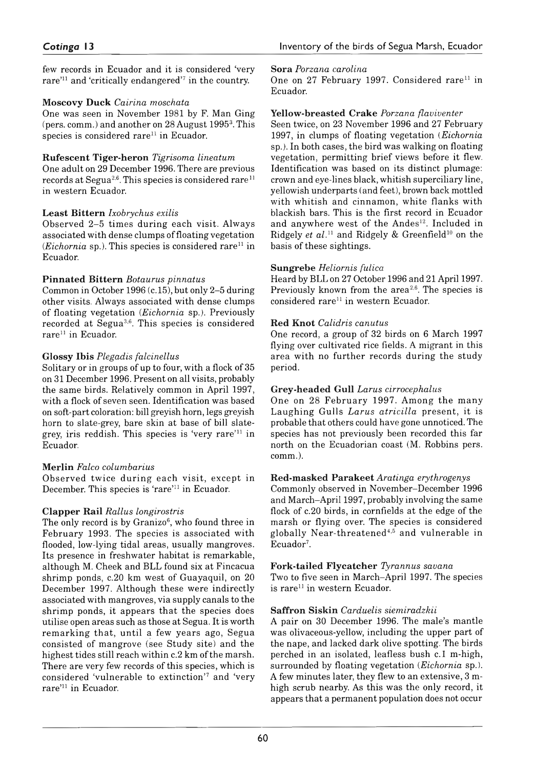few records in Ecuador and it is considered 'very rare'[11] and 'critically endangered'[7] in the country.

**Moscovy Duck** *Cairina moschata*
One was seen in November 1981 by F. Man Ging (pers. comm.) and another on 28 August 1995[3]. This species is considered rare[11] in Ecuador.

**Rufescent Tiger-heron** *Tigrisoma lineatum*
One adult on 29 December 1996. There are previous records at Segua[2,6]. This species is considered rare[11] in western Ecuador.

**Least Bittern** *Ixobrychus exilis*
Observed 2–5 times during each visit. Always associated with dense clumps of floating vegetation (*Eichornia* sp.). This species is considered rare[11] in Ecuador.

**Pinnated Bittern** *Botaurus pinnatus*
Common in October 1996 (c.15), but only 2–5 during other visits. Always associated with dense clumps of floating vegetation (*Eichornia* sp.). Previously recorded at Segua[3,6]. This species is considered rare[11] in Ecuador.

**Glossy Ibis** *Plegadis falcinellus*
Solitary or in groups of up to four, with a flock of 35 on 31 December 1996. Present on all visits, probably the same birds. Relatively common in April 1997, with a flock of seven seen. Identification was based on soft-part coloration: bill greyish horn, legs greyish horn to slate-grey, bare skin at base of bill slate-grey, iris reddish. This species is 'very rare'[11] in Ecuador.

**Merlin** *Falco columbarius*
Observed twice during each visit, except in December. This species is 'rare'[11] in Ecuador.

**Clapper Rail** *Rallus longirostris*
The only record is by Granizo[6], who found three in February 1993. The species is associated with flooded, low-lying tidal areas, usually mangroves. Its presence in freshwater habitat is remarkable, although M. Cheek and BLL found six at Fincacua shrimp ponds, c.20 km west of Guayaquil, on 20 December 1997. Although these were indirectly associated with mangroves, via supply canals to the shrimp ponds, it appears that the species does utilise open areas such as those at Segua. It is worth remarking that, until a few years ago, Segua consisted of mangrove (see Study site) and the highest tides still reach within c.2 km of the marsh. There are very few records of this species, which is considered 'vulnerable to extinction'[7] and 'very rare'[11] in Ecuador.

**Sora** *Porzana carolina*
One on 27 February 1997. Considered rare[11] in Ecuador.

**Yellow-breasted Crake** *Porzana flaviventer*
Seen twice, on 23 November 1996 and 27 February 1997, in clumps of floating vegetation (*Eichornia* sp.). In both cases, the bird was walking on floating vegetation, permitting brief views before it flew. Identification was based on its distinct plumage: crown and eye-lines black, whitish superciliary line, yellowish underparts (and feet), brown back mottled with whitish and cinnamon, white flanks with blackish bars. This is the first record in Ecuador and anywhere west of the Andes[12]. Included in Ridgely *et al.*[11] and Ridgely & Greenfield[10] on the basis of these sightings.

**Sungrebe** *Heliornis fulica*
Heard by BLL on 27 October 1996 and 21 April 1997. Previously known from the area[2,6]. The species is considered rare[11] in western Ecuador.

**Red Knot** *Calidris canutus*
One record, a group of 32 birds on 6 March 1997 flying over cultivated rice fields. A migrant in this area with no further records during the study period.

**Grey-headed Gull** *Larus cirrocephalus*
One on 28 February 1997. Among the many Laughing Gulls *Larus atricilla* present, it is probable that others could have gone unnoticed. The species has not previously been recorded this far north on the Ecuadorian coast (M. Robbins pers. comm.).

**Red-masked Parakeet** *Aratinga erythrogenys*
Commonly observed in November–December 1996 and March–April 1997, probably involving the same flock of c.20 birds, in cornfields at the edge of the marsh or flying over. The species is considered globally Near-threatened[4,5] and vulnerable in Ecuador[7].

**Fork-tailed Flycatcher** *Tyrannus savana*
Two to five seen in March–April 1997. The species is rare[11] in western Ecuador.

**Saffron Siskin** *Carduelis siemiradzkii*
A pair on 30 December 1996. The male's mantle was olivaceous-yellow, including the upper part of the nape, and lacked dark olive spotting. The birds perched in an isolated, leafless bush c.1 m-high, surrounded by floating vegetation (*Eichornia* sp.). A few minutes later, they flew to an extensive, 3 m-high scrub nearby. As this was the only record, it appears that a permanent population does not occur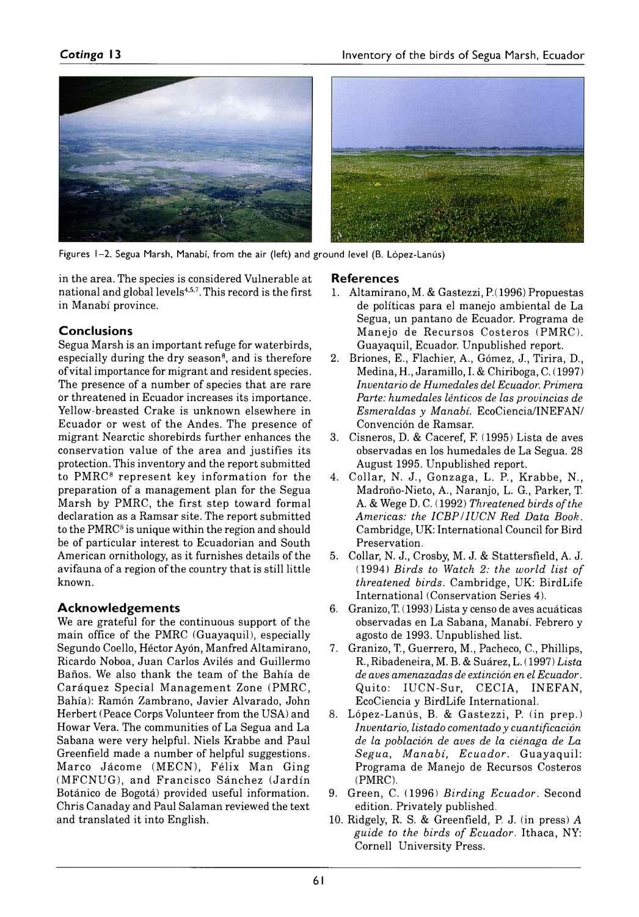Figures 1–2. Segua Marsh, Manabí, from the air (left) and ground level (B. López-Lanús)

in the area. The species is considered Vulnerable at national and global levels[4,5,7]. This record is the first in Manabí province.

## Conclusions

Segua Marsh is an important refuge for waterbirds, especially during the dry season[8], and is therefore of vital importance for migrant and resident species. The presence of a number of species that are rare or threatened in Ecuador increases its importance. Yellow-breasted Crake is unknown elsewhere in Ecuador or west of the Andes. The presence of migrant Nearctic shorebirds further enhances the conservation value of the area and justifies its protection. This inventory and the report submitted to PMRC[8] represent key information for the preparation of a management plan for the Segua Marsh by PMRC, the first step toward formal declaration as a Ramsar site. The report submitted to the PMRC[8] is unique within the region and should be of particular interest to Ecuadorian and South American ornithology, as it furnishes details of the avifauna of a region of the country that is still little known.

## Acknowledgements

We are grateful for the continuous support of the main office of the PMRC (Guayaquil), especially Segundo Coello, Héctor Ayón, Manfred Altamirano, Ricardo Noboa, Juan Carlos Avilés and Guillermo Baños. We also thank the team of the Bahía de Caráquez Special Management Zone (PMRC, Bahía): Ramón Zambrano, Javier Alvarado, John Herbert (Peace Corps Volunteer from the USA) and Howar Vera. The communities of La Segua and La Sabana were very helpful. Niels Krabbe and Paul Greenfield made a number of helpful suggestions. Marco Jácome (MECN), Félix Man Ging (MFCNUG), and Francisco Sánchez (Jardín Botánico de Bogotá) provided useful information. Chris Canaday and Paul Salaman reviewed the text and translated it into English.

## References

1. Altamirano, M. & Gastezzi, P. (1996) Propuestas de políticas para el manejo ambiental de La Segua, un pantano de Ecuador. Programa de Manejo de Recursos Costeros (PMRC). Guayaquil, Ecuador. Unpublished report.
2. Briones, E., Flachier, A., Gómez, J., Tirira, D., Medina, H., Jaramillo, I. & Chiriboga, C. (1997) *Inventario de Humedales del Ecuador. Primera Parte: humedales lénticos de las provincias de Esmeraldas y Manabí.* EcoCiencia/INEFAN/ Convención de Ramsar.
3. Cisneros, D. & Caceref, F. (1995) Lista de aves observadas en los humedales de La Segua. 28 August 1995. Unpublished report.
4. Collar, N. J., Gonzaga, L. P., Krabbe, N., Madroño-Nieto, A., Naranjo, L. G., Parker, T. A. & Wege D. C. (1992) *Threatened birds of the Americas: the ICBP/IUCN Red Data Book*. Cambridge, UK: International Council for Bird Preservation.
5. Collar, N. J., Crosby, M. J. & Stattersfield, A. J. (1994) *Birds to Watch 2: the world list of threatened birds*. Cambridge, UK: BirdLife International (Conservation Series 4).
6. Granizo, T. (1993) Lista y censo de aves acuáticas observadas en La Sabana, Manabí. Febrero y agosto de 1993. Unpublished list.
7. Granizo, T., Guerrero, M., Pacheco, C., Phillips, R., Ribadeneira, M. B. & Suárez, L. (1997) *Lista de aves amenazadas de extinción en el Ecuador*. Quito: IUCN-Sur, CECIA, INEFAN, EcoCiencia y BirdLife International.
8. López-Lanús, B. & Gastezzi, P. (in prep.) *Inventario, listado comentado y cuantificación de la población de aves de la ciénaga de La Segua, Manabí, Ecuador*. Guayaquil: Programa de Manejo de Recursos Costeros (PMRC).
9. Green, C. (1996) *Birding Ecuador*. Second edition. Privately published.
10. Ridgely, R. S. & Greenfield, P. J. (in press) *A guide to the birds of Ecuador*. Ithaca, NY: Cornell University Press.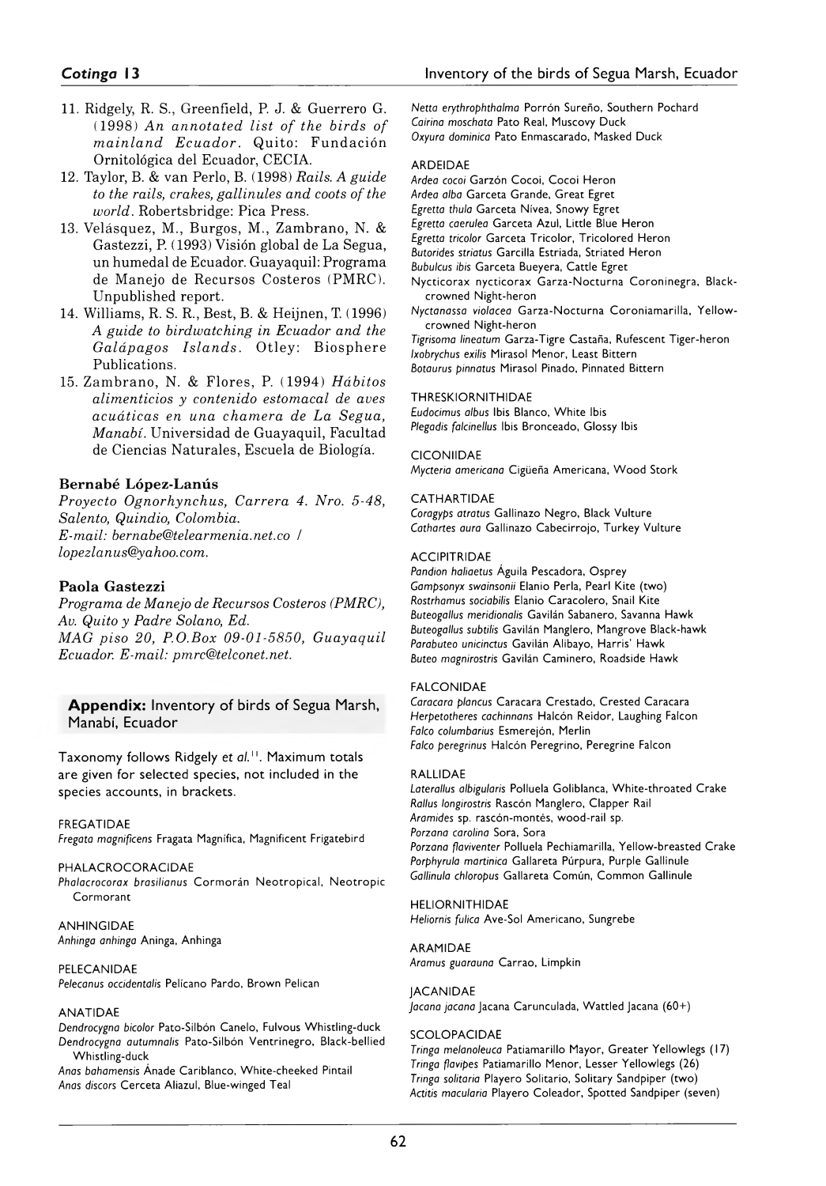11. Ridgely, R. S., Greenfield, P. J. & Guerrero G. (1998) *An annotated list of the birds of mainland Ecuador*. Quito: Fundación Ornitológica del Ecuador, CECIA.
12. Taylor, B. & van Perlo, B. (1998) *Rails. A guide to the rails, crakes, gallinules and coots of the world*. Robertsbridge: Pica Press.
13. Velásquez, M., Burgos, M., Zambrano, N. & Gastezzi, P. (1993) Visión global de La Segua, un humedal de Ecuador. Guayaquil: Programa de Manejo de Recursos Costeros (PMRC). Unpublished report.
14. Williams, R. S. R., Best, B. & Heijnen, T. (1996) *A guide to birdwatching in Ecuador and the Galápagos Islands*. Otley: Biosphere Publications.
15. Zambrano, N. & Flores, P. (1994) *Hábitos alimenticios y contenido estomacal de aves acuáticas en una chamera de La Segua, Manabí*. Universidad de Guayaquil, Facultad de Ciencias Naturales, Escuela de Biología.

**Bernabé López-Lanús**

*Proyecto Ognorhynchus, Carrera 4. Nro. 5-48, Salento, Quindio, Colombia.*
*E-mail: bernabe@telearmenia.net.co / lopezlanus@yahoo.com.*

**Paola Gastezzi**

*Programa de Manejo de Recursos Costeros (PMRC), Av. Quito y Padre Solano, Ed. MAG piso 20, P.O.Box 09-01-5850, Guayaquil Ecuador. E-mail: pmrc@telconet.net.*

## Appendix: Inventory of birds of Segua Marsh, Manabí, Ecuador

Taxonomy follows Ridgely *et al.*[11]. Maximum totals are given for selected species, not included in the species accounts, in brackets.

FREGATIDAE
*Fregata magnificens* Fragata Magnífica, Magnificent Frigatebird

PHALACROCORACIDAE
*Phalacrocorax brasilianus* Cormorán Neotropical, Neotropic Cormorant

ANHINGIDAE
*Anhinga anhinga* Aninga, Anhinga

PELECANIDAE
*Pelecanus occidentalis* Pelícano Pardo, Brown Pelican

ANATIDAE
*Dendrocygna bicolor* Pato-Silbón Canelo, Fulvous Whistling-duck
*Dendrocygna autumnalis* Pato-Silbón Ventrinegro, Black-bellied Whistling-duck
*Anas bahamensis* Ánade Cariblanco, White-cheeked Pintail
*Anas discors* Cerceta Aliazul, Blue-winged Teal
*Netta erythrophthalma* Porrón Sureño, Southern Pochard
*Cairina moschata* Pato Real, Muscovy Duck
*Oxyura dominica* Pato Enmascarado, Masked Duck

ARDEIDAE
*Ardea cocoi* Garzón Cocoi, Cocoi Heron
*Ardea alba* Garceta Grande, Great Egret
*Egretta thula* Garceta Nivea, Snowy Egret
*Egretta caerulea* Garceta Azul, Little Blue Heron
*Egretta tricolor* Garceta Tricolor, Tricolored Heron
*Butorides striatus* Garcilla Estriada, Striated Heron
*Bubulcus ibis* Garceta Bueyera, Cattle Egret
*Nycticorax nycticorax* Garza-Nocturna Coroninegra, Black-crowned Night-heron
*Nyctanassa violacea* Garza-Nocturna Coroniamarilla, Yellow-crowned Night-heron
*Tigrisoma lineatum* Garza-Tigre Castaña, Rufescent Tiger-heron
*Ixobrychus exilis* Mirasol Menor, Least Bittern
*Botaurus pinnatus* Mirasol Pinado, Pinnated Bittern

THRESKIORNITHIDAE
*Eudocimus albus* Ibis Blanco, White Ibis
*Plegadis falcinellus* Ibis Bronceado, Glossy Ibis

CICONIIDAE
*Mycteria americana* Cigüeña Americana, Wood Stork

CATHARTIDAE
*Coragyps atratus* Gallinazo Negro, Black Vulture
*Cathartes aura* Gallinazo Cabecirrojo, Turkey Vulture

ACCIPITRIDAE
*Pandion haliaetus* Águila Pescadora, Osprey
*Gampsonyx swainsonii* Elanio Perla, Pearl Kite (two)
*Rostrhamus sociabilis* Elanio Caracolero, Snail Kite
*Buteogallus meridionalis* Gavilán Sabanero, Savanna Hawk
*Buteogallus subtilis* Gavilán Manglero, Mangrove Black-hawk
*Parabuteo unicinctus* Gavilán Alibayo, Harris' Hawk
*Buteo magnirostris* Gavilán Caminero, Roadside Hawk

FALCONIDAE
*Caracara plancus* Caracara Crestado, Crested Caracara
*Herpetotheres cachinnans* Halcón Reidor, Laughing Falcon
*Falco columbarius* Esmerejón, Merlin
*Falco peregrinus* Halcón Peregrino, Peregrine Falcon

RALLIDAE
*Laterallus albigularis* Polluela Goliblanca, White-throated Crake
*Rallus longirostris* Rascón Manglero, Clapper Rail
*Aramides* sp. rascón-montés, wood-rail sp.
*Porzana carolina* Sora, Sora
*Porzana flaviventer* Polluela Pechiamarilla, Yellow-breasted Crake
*Porphyrula martinica* Gallareta Púrpura, Purple Gallinule
*Gallinula chloropus* Gallareta Común, Common Gallinule

HELIORNITHIDAE
*Heliornis fulica* Ave-Sol Americano, Sungrebe

ARAMIDAE
*Aramus guarauna* Carrao, Limpkin

JACANIDAE
*Jacana jacana* Jacana Carunculada, Wattled Jacana (60+)

SCOLOPACIDAE
*Tringa melanoleuca* Patiamarillo Mayor, Greater Yellowlegs (17)
*Tringa flavipes* Patiamarillo Menor, Lesser Yellowlegs (26)
*Tringa solitaria* Playero Solitario, Solitary Sandpiper (two)
*Actitis macularia* Playero Coleador, Spotted Sandpiper (seven)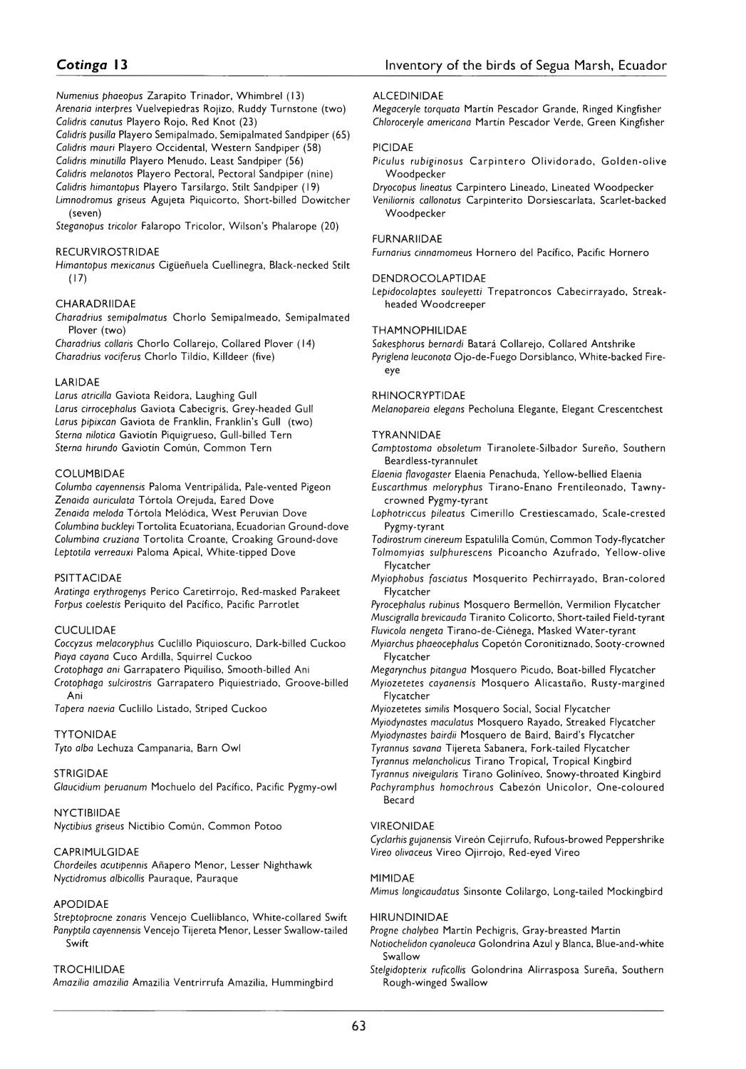*Numenius phaeopus* Zarapito Trinador, Whimbrel (13)
*Arenaria interpres* Vuelvepiedras Rojizo, Ruddy Turnstone (two)
*Calidris canutus* Playero Rojo, Red Knot (23)
*Calidris pusilla* Playero Semipalmado, Semipalmated Sandpiper (65)
*Calidris mauri* Playero Occidental, Western Sandpiper (58)
*Calidris minutilla* Playero Menudo, Least Sandpiper (56)
*Calidris melanotos* Playero Pectoral, Pectoral Sandpiper (nine)
*Calidris himantopus* Playero Tarsilargo, Stilt Sandpiper (19)
*Limnodromus griseus* Agujeta Piquicorto, Short-billed Dowitcher (seven)
*Steganopus tricolor* Falaropo Tricolor, Wilson's Phalarope (20)

RECURVIROSTRIDAE
*Himantopus mexicanus* Cigüeñuela Cuellinegra, Black-necked Stilt (17)

CHARADRIIDAE
*Charadrius semipalmatus* Chorlo Semipalmeado, Semipalmated Plover (two)
*Charadrius collaris* Chorlo Collarejo, Collared Plover (14)
*Charadrius vociferus* Chorlo Tildío, Killdeer (five)

LARIDAE
*Larus atricilla* Gaviota Reidora, Laughing Gull
*Larus cirrocephalus* Gaviota Cabecigris, Grey-headed Gull
*Larus pipixcan* Gaviota de Franklin, Franklin's Gull (two)
*Sterna nilotica* Gaviotín Piquigrueso, Gull-billed Tern
*Sterna hirundo* Gaviotín Común, Common Tern

COLUMBIDAE
*Columba cayennensis* Paloma Ventripálida, Pale-vented Pigeon
*Zenaida auriculata* Tórtola Orejuda, Eared Dove
*Zenaida meloda* Tórtola Melódica, West Peruvian Dove
*Columbina buckleyi* Tortolita Ecuatoriana, Ecuadorian Ground-dove
*Columbina cruziana* Tortolita Croante, Croaking Ground-dove
*Leptotila verreauxi* Paloma Apical, White-tipped Dove

PSITTACIDAE
*Aratinga erythrogenys* Perico Caretirrojo, Red-masked Parakeet
*Forpus coelestis* Periquito del Pacífico, Pacific Parrotlet

CUCULIDAE
*Coccyzus melacoryphus* Cuclillo Piquioscuro, Dark-billed Cuckoo
*Piaya cayana* Cuco Ardilla, Squirrel Cuckoo
*Crotophaga ani* Garrapatero Piquiliso, Smooth-billed Ani
*Crotophaga sulcirostris* Garrapatero Piquiestriado, Groove-billed Ani
*Tapera naevia* Cuclillo Listado, Striped Cuckoo

TYTONIDAE
*Tyto alba* Lechuza Campanaria, Barn Owl

STRIGIDAE
*Glaucidium peruanum* Mochuelo del Pacífico, Pacific Pygmy-owl

NYCTIBIIDAE
*Nyctibius griseus* Nictibio Común, Common Potoo

CAPRIMULGIDAE
*Chordeiles acutipennis* Añapero Menor, Lesser Nighthawk
*Nyctidromus albicollis* Pauraque, Pauraque

APODIDAE
*Streptoprocne zonaris* Vencejo Cuelliblanco, White-collared Swift
*Panyptila cayennensis* Vencejo Tijereta Menor, Lesser Swallow-tailed Swift

TROCHILIDAE
*Amazilia amazilia* Amazilia Ventrirrufa Amazilia, Hummingbird

ALCEDINIDAE
*Megaceryle torquata* Martín Pescador Grande, Ringed Kingfisher
*Chloroceryle americana* Martín Pescador Verde, Green Kingfisher

PICIDAE
*Piculus rubiginosus* Carpintero Olividorado, Golden-olive Woodpecker
*Dryocopus lineatus* Carpintero Lineado, Lineated Woodpecker
*Veniliornis callonotus* Carpinterito Dorsiescarlata, Scarlet-backed Woodpecker

FURNARIIDAE
*Furnarius cinnamomeus* Hornero del Pacífico, Pacific Hornero

DENDROCOLAPTIDAE
*Lepidocolaptes souleyetti* Trepatroncos Cabecirrayado, Streak-headed Woodcreeper

THAMNOPHILIDAE
*Sakesphorus bernardi* Batará Collarejo, Collared Antshrike
*Pyriglena leuconota* Ojo-de-Fuego Dorsiblanco, White-backed Fire-eye

RHINOCRYPTIDAE
*Melanopareia elegans* Pecholuna Elegante, Elegant Crescentchest

TYRANNIDAE
*Camptostoma obsoletum* Tiranolete-Silbador Sureño, Southern Beardless-tyrannulet
*Elaenia flavogaster* Elaenia Penachuda, Yellow-bellied Elaenia
*Euscarthmus meloryphus* Tirano-Enano Frentileonado, Tawny-crowned Pygmy-tyrant
*Lophotriccus pileatus* Cimerillo Crestiescamado, Scale-crested Pygmy-tyrant
*Todirostrum cinereum* Espatulilla Común, Common Tody-flycatcher
*Tolmomyias sulphurescens* Picoancho Azufrado, Yellow-olive Flycatcher
*Myiophobus fasciatus* Mosquerito Pechirrayado, Bran-colored Flycatcher
*Pyrocephalus rubinus* Mosquero Bermellón, Vermilion Flycatcher
*Muscigralla brevicauda* Tiranito Colicorto, Short-tailed Field-tyrant
*Fluvicola nengeta* Tirano-de-Ciénega, Masked Water-tyrant
*Myiarchus phaeocephalus* Copetón Coronitiznado, Sooty-crowned Flycatcher
*Megarynchus pitangua* Mosquero Picudo, Boat-billed Flycatcher
*Myiozetetes cayanensis* Mosquero Alicastaño, Rusty-margined Flycatcher
*Myiozetetes similis* Mosquero Social, Social Flycatcher
*Myiodynastes maculatus* Mosquero Rayado, Streaked Flycatcher
*Myiodynastes bairdii* Mosquero de Baird, Baird's Flycatcher
*Tyrannus savana* Tijereta Sabanera, Fork-tailed Flycatcher
*Tyrannus melancholicus* Tirano Tropical, Tropical Kingbird
*Tyrannus niveigularis* Tirano Goliníveo, Snowy-throated Kingbird
*Pachyramphus homochrous* Cabezón Unicolor, One-coloured Becard

VIREONIDAE
*Cyclarhis gujanensis* Vireón Cejirrufo, Rufous-browed Peppershrike
*Vireo olivaceus* Vireo Ojirrojo, Red-eyed Vireo

MIMIDAE
*Mimus longicaudatus* Sinsonte Colilargo, Long-tailed Mockingbird

HIRUNDINIDAE
*Progne chalybea* Martín Pechigris, Gray-breasted Martin
*Notiochelidon cyanoleuca* Golondrina Azul y Blanca, Blue-and-white Swallow
*Stelgidopterix ruficollis* Golondrina Alirrasposa Sureña, Southern Rough-winged Swallow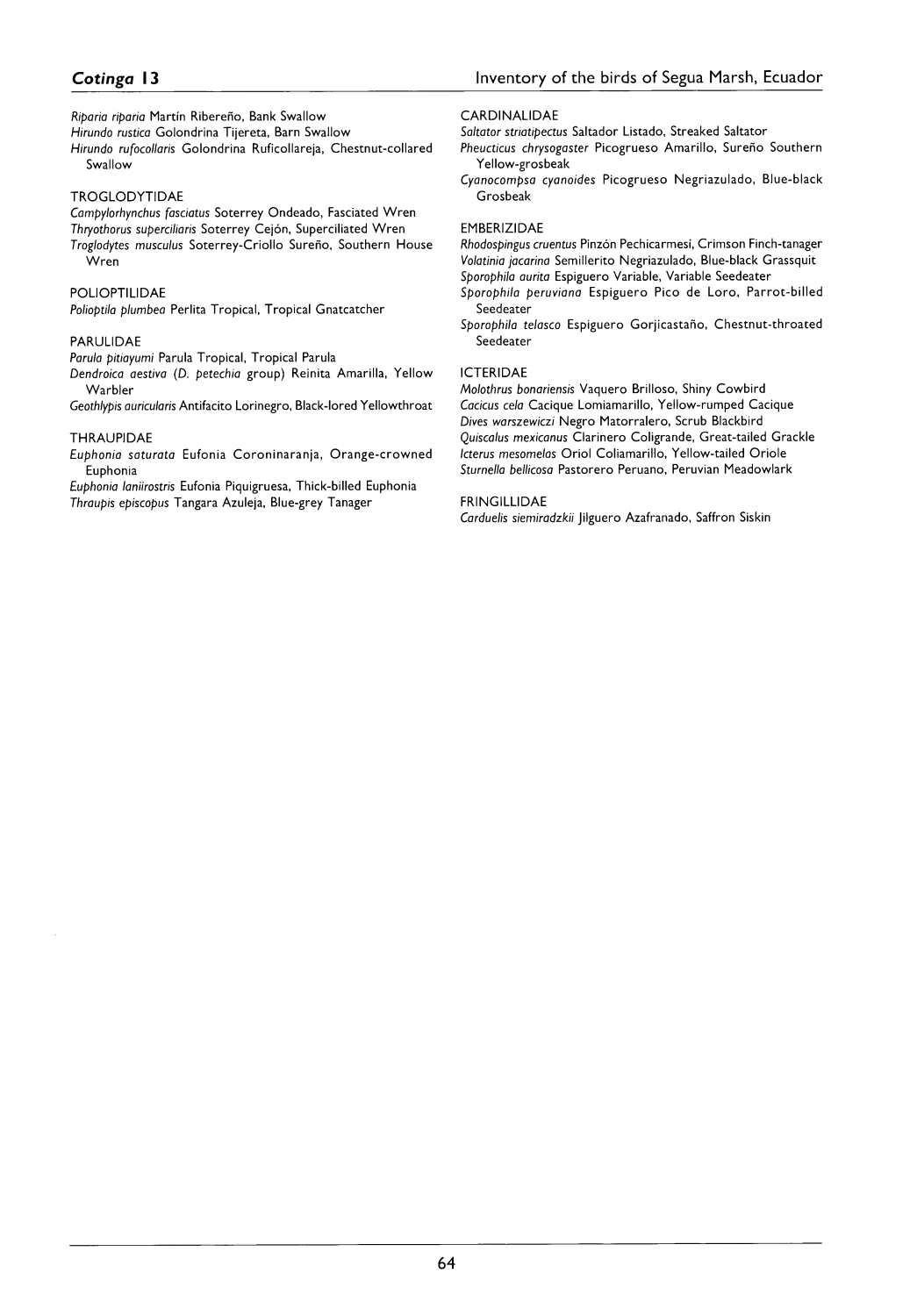*Riparia riparia* Martín Ribereño, Bank Swallow
*Hirundo rustica* Golondrina Tijereta, Barn Swallow
*Hirundo rufocollaris* Golondrina Ruficollareja, Chestnut-collared Swallow

TROGLODYTIDAE

*Campylorhynchus fasciatus* Soterrey Ondeado, Fasciated Wren
*Thryothorus superciliaris* Soterrey Cejón, Superciliated Wren
*Troglodytes musculus* Soterrey-Criollo Sureño, Southern House Wren

POLIOPTILIDAE

*Polioptila plumbea* Perlita Tropical, Tropical Gnatcatcher

PARULIDAE

*Parula pitiayumi* Parula Tropical, Tropical Parula
*Dendroica aestiva* (*D. petechia* group) Reinita Amarilla, Yellow Warbler
*Geothlypis auricularis* Antifacito Lorinegro, Black-lored Yellowthroat

THRAUPIDAE

*Euphonia saturata* Eufonia Coroninaranja, Orange-crowned Euphonia
*Euphonia laniirostris* Eufonia Piquigruesa, Thick-billed Euphonia
*Thraupis episcopus* Tangara Azuleja, Blue-grey Tanager

CARDINALIDAE

*Saltator striatipectus* Saltador Listado, Streaked Saltator
*Pheucticus chrysogaster* Picogrueso Amarillo, Sureño Southern Yellow-grosbeak
*Cyanocompsa cyanoides* Picogrueso Negriazulado, Blue-black Grosbeak

EMBERIZIDAE

*Rhodospingus cruentus* Pinzón Pechicarmesí, Crimson Finch-tanager
*Volatinia jacarina* Semillerito Negriazulado, Blue-black Grassquit
*Sporophila aurita* Espiguero Variable, Variable Seedeater
*Sporophila peruviana* Espiguero Pico de Loro, Parrot-billed Seedeater
*Sporophila telasco* Espiguero Gorjicastaño, Chestnut-throated Seedeater

ICTERIDAE

*Molothrus bonariensis* Vaquero Brilloso, Shiny Cowbird
*Cacicus cela* Cacique Lomiamarillo, Yellow-rumped Cacique
*Dives warszewiczi* Negro Matorralero, Scrub Blackbird
*Quiscalus mexicanus* Clarinero Coligrande, Great-tailed Grackle
*Icterus mesomelas* Oriol Coliamarillo, Yellow-tailed Oriole
*Sturnella bellicosa* Pastorero Peruano, Peruvian Meadowlark

FRINGILLIDAE

*Carduelis siemiradzkii* Jilguero Azafranado, Saffron Siskin